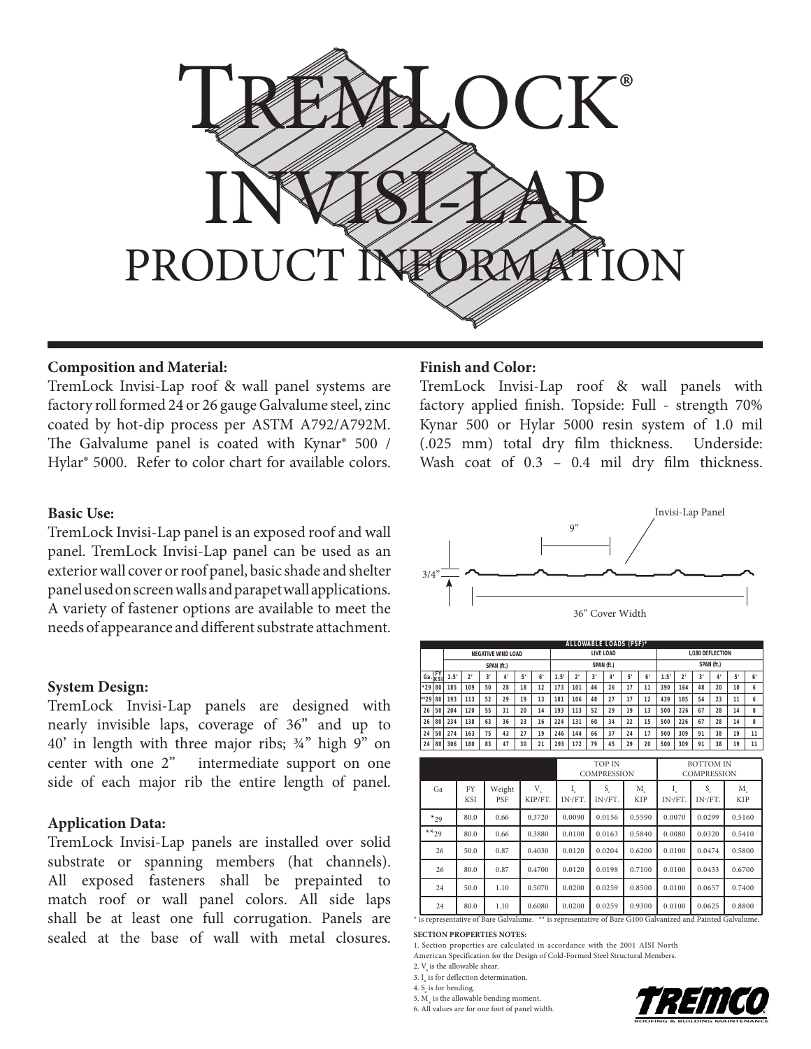# TremLock® Invisi-Lap Product Information

**Composition and Material:**
TremLock Invisi-Lap roof & wall panel systems are factory roll formed 24 or 26 gauge Galvalume steel, zinc coated by hot-dip process per ASTM A792/A792M. The Galvalume panel is coated with Kynar® 500 / Hylar® 5000. Refer to color chart for available colors.

**Basic Use:**
TremLock Invisi-Lap panel is an exposed roof and wall panel. TremLock Invisi-Lap panel can be used as an exterior wall cover or roof panel, basic shade and shelter panel used on screen walls and parapet wall applications. A variety of fastener options are available to meet the needs of appearance and different substrate attachment.

**System Design:**
TremLock Invisi-Lap panels are designed with nearly invisible laps, coverage of 36" and up to 40' in length with three major ribs; ¾" high 9" on center with one 2" intermediate support on one side of each major rib the entire length of panel.

**Application Data:**
TremLock Invisi-Lap panels are installed over solid substrate or spanning members (hat channels). All exposed fasteners shall be prepainted to match roof or wall panel colors. All side laps shall be at least one full corrugation. Panels are sealed at the base of wall with metal closures.

**Finish and Color:**
TremLock Invisi-Lap roof & wall panels with factory applied finish. Topside: Full - strength 70% Kynar 500 or Hylar 5000 resin system of 1.0 mil (.025 mm) total dry film thickness. Underside: Wash coat of 0.3 – 0.4 mil dry film thickness.

Invisi-Lap Panel

9"

3/4"

36" Cover Width

**ALLOWABLE LOADS (PSF)***

| Ga. | FY KSI | NEGATIVE WIND LOAD SPAN (ft.) 1.5' | 2' | 3' | 4' | 5' | 6' | LIVE LOAD SPAN (ft.) 1.5' | 2' | 3' | 4' | 5' | 6' | L/180 DEFLECTION SPAN (ft.) 1.5' | 2' | 3' | 4' | 5' | 6' |
|---|---|---|---|---|---|---|---|---|---|---|---|---|---|---|---|---|---|---|---|
| *29 | 80 | 185 | 109 | 50 | 28 | 18 | 12 | 173 | 101 | 46 | 26 | 17 | 11 | 390 | 164 | 48 | 20 | 10 | 6 |
| **29 | 80 | 193 | 113 | 52 | 29 | 19 | 13 | 181 | 106 | 48 | 27 | 17 | 12 | 439 | 185 | 54 | 23 | 11 | 6 |
| 26 | 50 | 204 | 120 | 55 | 31 | 20 | 14 | 193 | 113 | 52 | 29 | 19 | 13 | 500 | 226 | 67 | 28 | 14 | 8 |
| 26 | 80 | 234 | 138 | 63 | 36 | 23 | 16 | 224 | 131 | 60 | 34 | 22 | 15 | 500 | 226 | 67 | 28 | 14 | 8 |
| 24 | 50 | 274 | 163 | 75 | 43 | 27 | 19 | 246 | 144 | 66 | 37 | 24 | 17 | 500 | 309 | 91 | 38 | 19 | 11 |
| 24 | 80 | 306 | 180 | 83 | 47 | 30 | 21 | 293 | 172 | 79 | 45 | 29 | 20 | 500 | 309 | 91 | 38 | 19 | 11 |

| Ga | FY KSI | Weight PSF | $V_a$ KIP/FT. | TOP IN COMPRESSION $I_x$ IN⁴/FT. | $S_x$ IN³/FT. | $M_a$ KIP | BOTTOM IN COMPRESSION $I_x$ IN⁴/FT. | $S_x$ IN³/FT. | $M_a$ KIP |
|---|---|---|---|---|---|---|---|---|---|
| *29 | 80.0 | 0.66 | 0.3720 | 0.0090 | 0.0156 | 0.5590 | 0.0070 | 0.0299 | 0.5160 |
| **29 | 80.0 | 0.66 | 0.3880 | 0.0100 | 0.0163 | 0.5840 | 0.0080 | 0.0320 | 0.5410 |
| 26 | 50.0 | 0.87 | 0.4030 | 0.0120 | 0.0204 | 0.6200 | 0.0100 | 0.0474 | 0.5800 |
| 26 | 80.0 | 0.87 | 0.4700 | 0.0120 | 0.0198 | 0.7100 | 0.0100 | 0.0433 | 0.6700 |
| 24 | 50.0 | 1.10 | 0.5070 | 0.0200 | 0.0259 | 0.8500 | 0.0100 | 0.0657 | 0.7400 |
| 24 | 80.0 | 1.10 | 0.6080 | 0.0200 | 0.0259 | 0.9300 | 0.0100 | 0.0625 | 0.8800 |

\* is representative of Bare Galvalume. ** is representative of Bare G100 Galvanized and Painted Galvalume.

**SECTION PROPERTIES NOTES:**

1. Section properties are calculated in accordance with the 2001 AISI North American Specification for the Design of Cold-Formed Steel Structural Members.
2. $V_a$ is the allowable shear.
3. $I_x$ is for deflection determination.
4. $S_x$ is for bending.
5. $M_a$ is the allowable bending moment.
6. All values are for one foot of panel width.

TREMCO ROOFING & BUILDING MAINTENANCE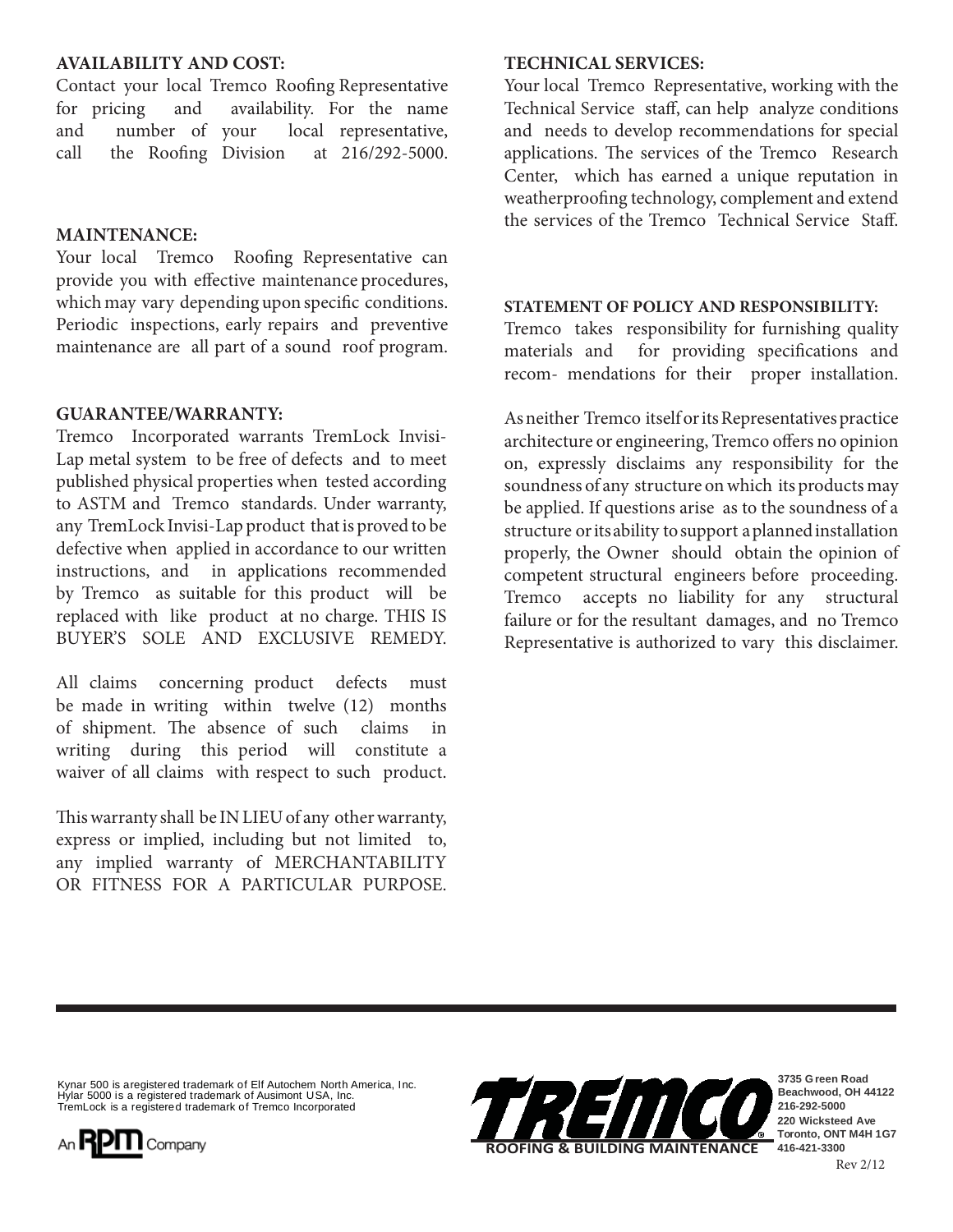## AVAILABILITY AND COST:

Contact your local Tremco Roofing Representative for pricing and availability. For the name and number of your local representative, call the Roofing Division at 216/292-5000.

## MAINTENANCE:

Your local Tremco Roofing Representative can provide you with effective maintenance procedures, which may vary depending upon specific conditions. Periodic inspections, early repairs and preventive maintenance are all part of a sound roof program.

## GUARANTEE/WARRANTY:

Tremco Incorporated warrants TremLock Invisi-Lap metal system to be free of defects and to meet published physical properties when tested according to ASTM and Tremco standards. Under warranty, any TremLock Invisi-Lap product that is proved to be defective when applied in accordance to our written instructions, and in applications recommended by Tremco as suitable for this product will be replaced with like product at no charge. THIS IS BUYER'S SOLE AND EXCLUSIVE REMEDY.

All claims concerning product defects must be made in writing within twelve (12) months of shipment. The absence of such claims in writing during this period will constitute a waiver of all claims with respect to such product.

This warranty shall be IN LIEU of any other warranty, express or implied, including but not limited to, any implied warranty of MERCHANTABILITY OR FITNESS FOR A PARTICULAR PURPOSE.

## TECHNICAL SERVICES:

Your local Tremco Representative, working with the Technical Service staff, can help analyze conditions and needs to develop recommendations for special applications. The services of the Tremco Research Center, which has earned a unique reputation in weatherproofing technology, complement and extend the services of the Tremco Technical Service Staff.

## STATEMENT OF POLICY AND RESPONSIBILITY:

Tremco takes responsibility for furnishing quality materials and for providing specifications and recom- mendations for their proper installation.

As neither Tremco itself or its Representatives practice architecture or engineering, Tremco offers no opinion on, expressly disclaims any responsibility for the soundness of any structure on which its products may be applied. If questions arise as to the soundness of a structure or its ability to support a planned installation properly, the Owner should obtain the opinion of competent structural engineers before proceeding. Tremco accepts no liability for any structural failure or for the resultant damages, and no Tremco Representative is authorized to vary this disclaimer.

---

Kynar 500 is a registered trademark of Elf Autochem North America, Inc.
Hylar 5000 is a registered trademark of Ausimont USA, Inc.
TremLock is a registered trademark of Tremco Incorporated

An RPM Company

TREMCO
ROOFING & BUILDING MAINTENANCE

3735 Green Road
Beachwood, OH 44122
216-292-5000
220 Wicksteed Ave
Toronto, ONT M4H 1G7
416-421-3300

Rev 2/12